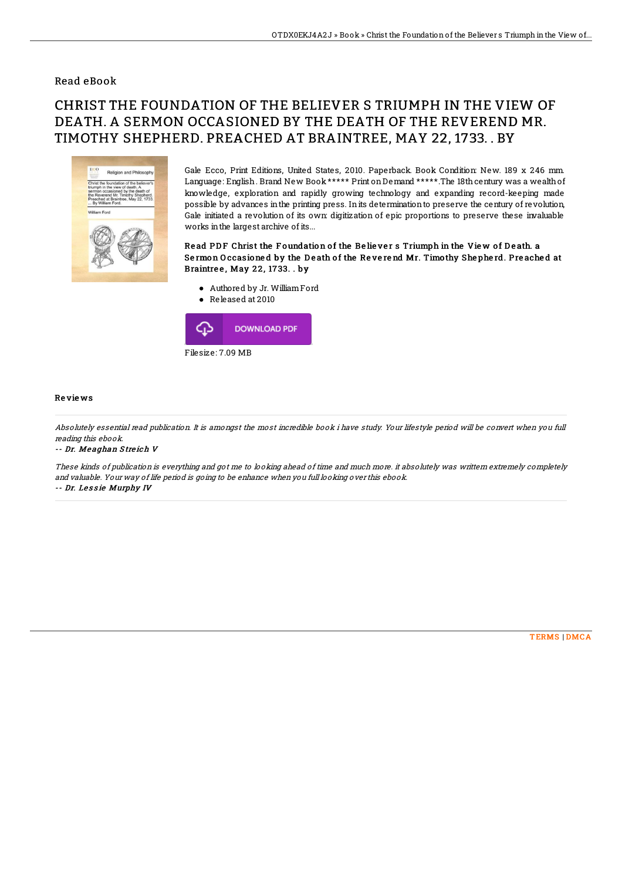## Read eBook

# CHRIST THE FOUNDATION OF THE BELIEVER S TRIUMPH IN THE VIEW OF DEATH. A SERMON OCCASIONED BY THE DEATH OF THE REVEREND MR. TIMOTHY SHEPHERD. PREACHED AT BRAINTREE, MAY 22, 1733. . BY

Gale Ecco, Print Editions, United States, 2010. Paperback. Book Condition: New. 189 x 246 mm. Language: English . Brand New Book ***** Print on Demand *****.The 18th century was a wealth of knowledge, exploration and rapidly growing technology and expanding record-keeping made possible by advances in the printing press. In its determination to preserve the century of revolution, Gale initiated a revolution of its own: digitization of epic proportions to preserve these invaluable works in the largest archive of its...

**Read PDF Christ the Foundation of the Believer s Triumph in the View of Death. a Sermon Occasioned by the Death of the Reverend Mr. Timothy Shepherd. Preached at Braintree, May 22, 1733. . by**

- Authored by Jr. William Ford
- Released at 2010

DOWNLOAD PDF

Filesize: 7.09 MB

### Reviews

*Absolutely essential read publication. It is amongst the most incredible book i have study. Your lifestyle period will be convert when you full reading this ebook.*

*-- Dr. Meaghan Streich V*

*These kinds of publication is everything and got me to looking ahead of time and much more. it absolutely was writtern extremely completely and valuable. Your way of life period is going to be enhance when you full looking over this ebook.*

*-- Dr. Lessie Murphy IV*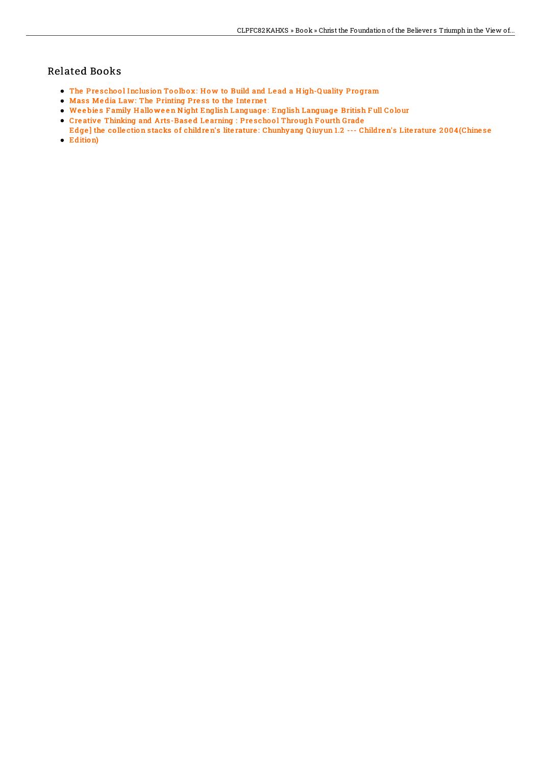## Related Books

- The Preschool Inclusion Toolbox: How to Build and Lead a High-Quality Program
- Mass Media Law: The Printing Press to the Internet
- Weebies Family Halloween Night English Language: English Language British Full Colour
- Creative Thinking and Arts-Based Learning : Preschool Through Fourth Grade
- Edge] the collection stacks of children's literature: Chunhyang Qiuyun 1.2 --- Children's Literature 2004(Chinese Edition)